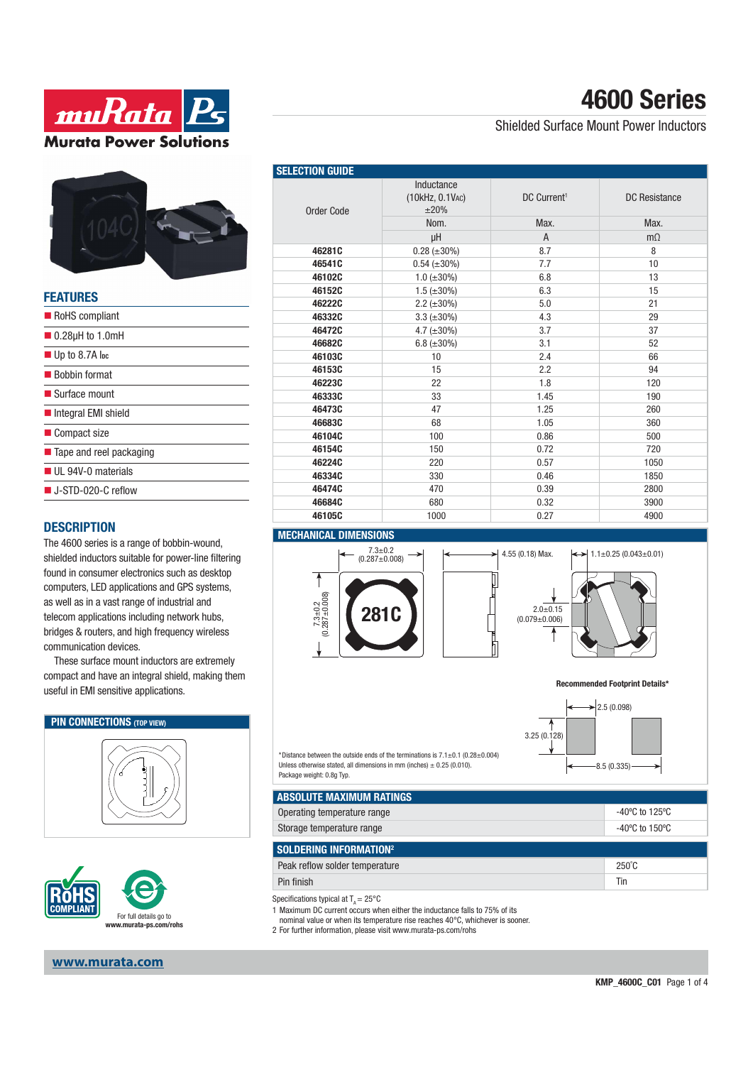# 4600 Series

Shielded Surface Mount Power Inductors

Murata Power Solutions

## FEATURES

- RoHS compliant
- 0.28µH to 1.0mH
- Up to 8.7A IDC
- Bobbin format
- Surface mount
- Integral EMI shield
- Compact size
- Tape and reel packaging
- UL 94V-0 materials
- J-STD-020-C reflow

## DESCRIPTION

The 4600 series is a range of bobbin-wound, shielded inductors suitable for power-line filtering found in consumer electronics such as desktop computers, LED applications and GPS systems, as well as a vast range of industrial and telecom applications including network hubs, bridges & routers, and high frequency wireless communication devices.

These surface mount inductors are extremely compact and have an integral shield, making them useful in EMI sensitive applications.

## PIN CONNECTIONS (TOP VIEW)

## SELECTION GUIDE

| Order Code | Inductance (10kHz, 0.1VAC) ±20% | DC Current[1] | DC Resistance |
|---|---|---|---|
| | Nom. | Max. | Max. |
| | µH | A | mΩ |
| 46281C | 0.28 (±30%) | 8.7 | 8 |
| 46541C | 0.54 (±30%) | 7.7 | 10 |
| 46102C | 1.0 (±30%) | 6.8 | 13 |
| 46152C | 1.5 (±30%) | 6.3 | 15 |
| 46222C | 2.2 (±30%) | 5.0 | 21 |
| 46332C | 3.3 (±30%) | 4.3 | 29 |
| 46472C | 4.7 (±30%) | 3.7 | 37 |
| 46682C | 6.8 (±30%) | 3.1 | 52 |
| 46103C | 10 | 2.4 | 66 |
| 46153C | 15 | 2.2 | 94 |
| 46223C | 22 | 1.8 | 120 |
| 46333C | 33 | 1.45 | 190 |
| 46473C | 47 | 1.25 | 260 |
| 46683C | 68 | 1.05 | 360 |
| 46104C | 100 | 0.86 | 500 |
| 46154C | 150 | 0.72 | 720 |
| 46224C | 220 | 0.57 | 1050 |
| 46334C | 330 | 0.46 | 1850 |
| 46474C | 470 | 0.39 | 2800 |
| 46684C | 680 | 0.32 | 3900 |
| 46105C | 1000 | 0.27 | 4900 |

## MECHANICAL DIMENSIONS

7.3±0.2 (0.287±0.008)

7.3±0.2 (0.287±0.008)

281C

4.55 (0.18) Max.

1.1±0.25 (0.043±0.01)

2.0±0.15 (0.079±0.006)

**Recommended Footprint Details***

2.5 (0.098)

3.25 (0.128)

8.5 (0.335)

*Distance between the outside ends of the terminations is 7.1±0.1 (0.28±0.004)
Unless otherwise stated, all dimensions in mm (inches) ± 0.25 (0.010).
Package weight: 0.8g Typ.

## ABSOLUTE MAXIMUM RATINGS

| | |
|---|---|
| Operating temperature range | -40ºC to 125ºC |
| Storage temperature range | -40ºC to 150ºC |

## SOLDERING INFORMATION[2]

| | |
|---|---|
| Peak reflow solder temperature | 250˚C |
| Pin finish | Tin |

Specifications typical at $T_A$ = 25°C

1 Maximum DC current occurs when either the inductance falls to 75% of its nominal value or when its temperature rise reaches 40°C, whichever is sooner.

2 For further information, please visit www.murata-ps.com/rohs

RoHS COMPLIANT

For full details go to www.murata-ps.com/rohs

www.murata.com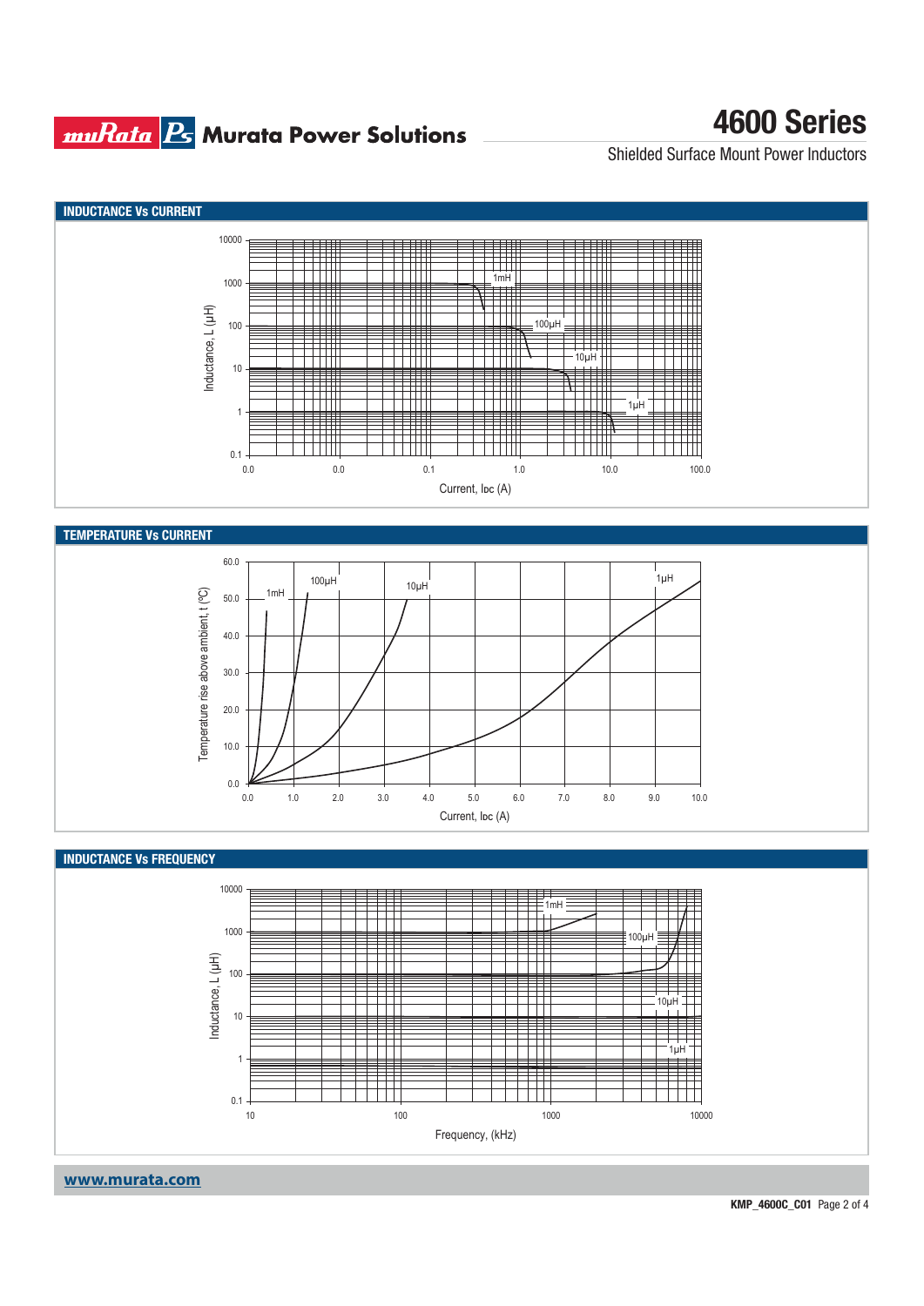## INDUCTANCE Vs CURRENT

## TEMPERATURE Vs CURRENT

## INDUCTANCE Vs FREQUENCY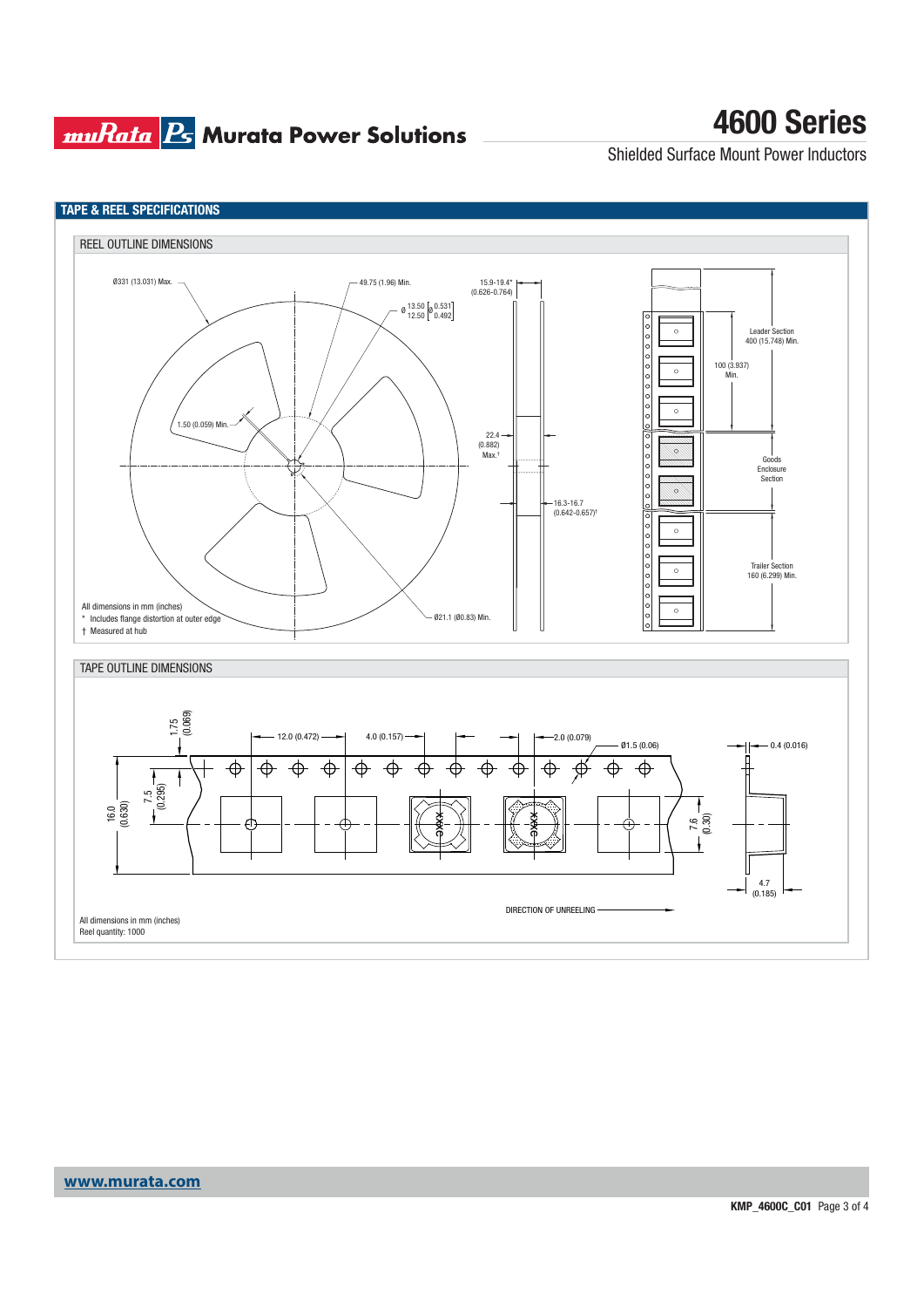## TAPE & REEL SPECIFICATIONS

### REEL OUTLINE DIMENSIONS

Ø331 (13.031) Max.

49.75 (1.96) Min.

Ø 13.50 / 12.50 [Ø 0.531 / 0.492]

15.9-19.4* (0.626-0.764)

1.50 (0.059) Min.

22.4 (0.882) Max.†

16.3-16.7 (0.642-0.657)†

Ø21.1 (Ø0.83) Min.

Leader Section 400 (15.748) Min.

100 (3.937) Min.

Goods Enclosure Section

Trailer Section 160 (6.299) Min.

All dimensions in mm (inches)

\* Includes flange distortion at outer edge

† Measured at hub

### TAPE OUTLINE DIMENSIONS

1.75 (0.069)

12.0 (0.472)

4.0 (0.157)

2.0 (0.079)

Ø1.5 (0.06)

0.4 (0.016)

16.0 (0.630)

7.5 (0.295)

7.6 (0.30)

4.7 (0.185)

DIRECTION OF UNREELING

All dimensions in mm (inches)

Reel quantity: 1000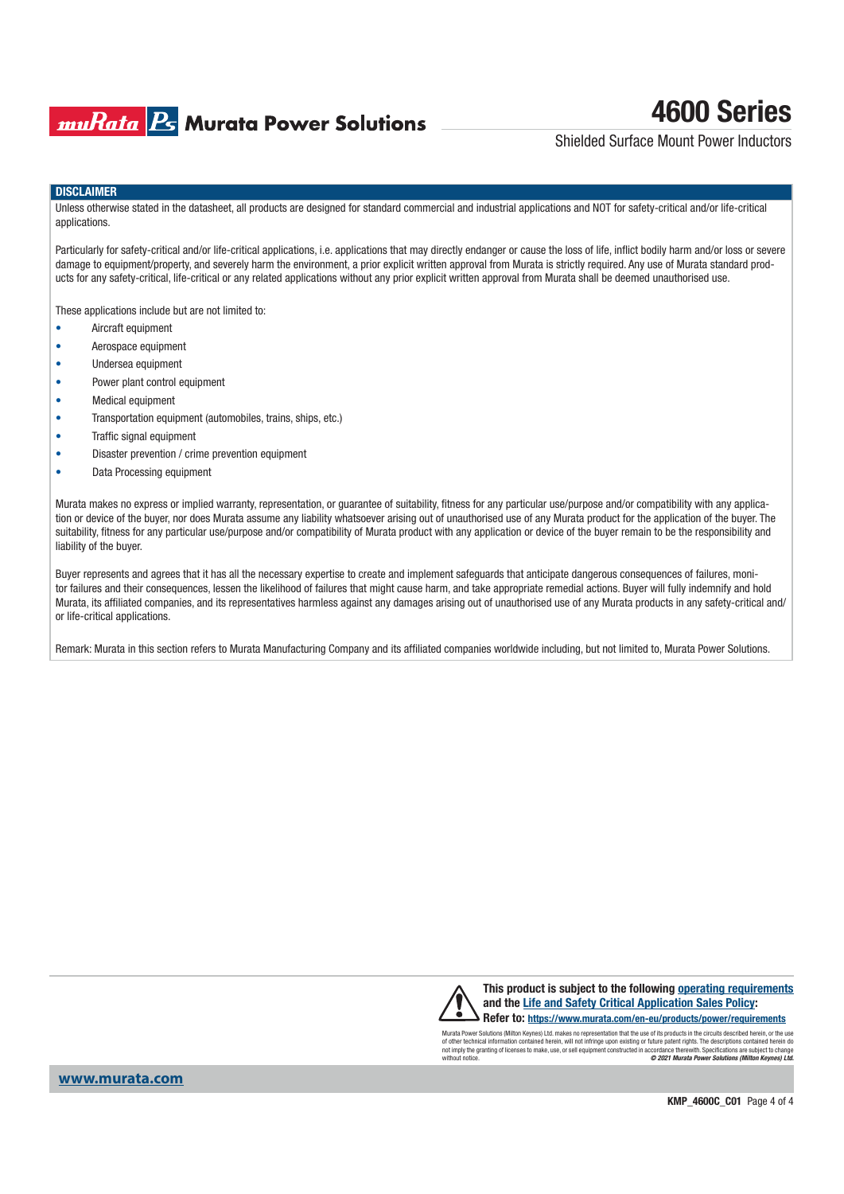## DISCLAIMER

Unless otherwise stated in the datasheet, all products are designed for standard commercial and industrial applications and NOT for safety-critical and/or life-critical applications.

Particularly for safety-critical and/or life-critical applications, i.e. applications that may directly endanger or cause the loss of life, inflict bodily harm and/or loss or severe damage to equipment/property, and severely harm the environment, a prior explicit written approval from Murata is strictly required. Any use of Murata standard products for any safety-critical, life-critical or any related applications without any prior explicit written approval from Murata shall be deemed unauthorised use.

These applications include but are not limited to:

- Aircraft equipment
- Aerospace equipment
- Undersea equipment
- Power plant control equipment
- Medical equipment
- Transportation equipment (automobiles, trains, ships, etc.)
- Traffic signal equipment
- Disaster prevention / crime prevention equipment
- Data Processing equipment

Murata makes no express or implied warranty, representation, or guarantee of suitability, fitness for any particular use/purpose and/or compatibility with any application or device of the buyer, nor does Murata assume any liability whatsoever arising out of unauthorised use of any Murata product for the application of the buyer. The suitability, fitness for any particular use/purpose and/or compatibility of Murata product with any application or device of the buyer remain to be the responsibility and liability of the buyer.

Buyer represents and agrees that it has all the necessary expertise to create and implement safeguards that anticipate dangerous consequences of failures, monitor failures and their consequences, lessen the likelihood of failures that might cause harm, and take appropriate remedial actions. Buyer will fully indemnify and hold Murata, its affiliated companies, and its representatives harmless against any damages arising out of unauthorised use of any Murata products in any safety-critical and/or life-critical applications.

Remark: Murata in this section refers to Murata Manufacturing Company and its affiliated companies worldwide including, but not limited to, Murata Power Solutions.

**This product is subject to the following operating requirements and the Life and Safety Critical Application Sales Policy:**
**Refer to: https://www.murata.com/en-eu/products/power/requirements**

Murata Power Solutions (Milton Keynes) Ltd. makes no representation that the use of its products in the circuits described herein, or the use of other technical information contained herein, will not infringe upon existing or future patent rights. The descriptions contained herein do not imply the granting of licenses to make, use, or sell equipment constructed in accordance therewith. Specifications are subject to change without notice. *© 2021 Murata Power Solutions (Milton Keynes) Ltd.*

www.murata.com

KMP_4600C_C01